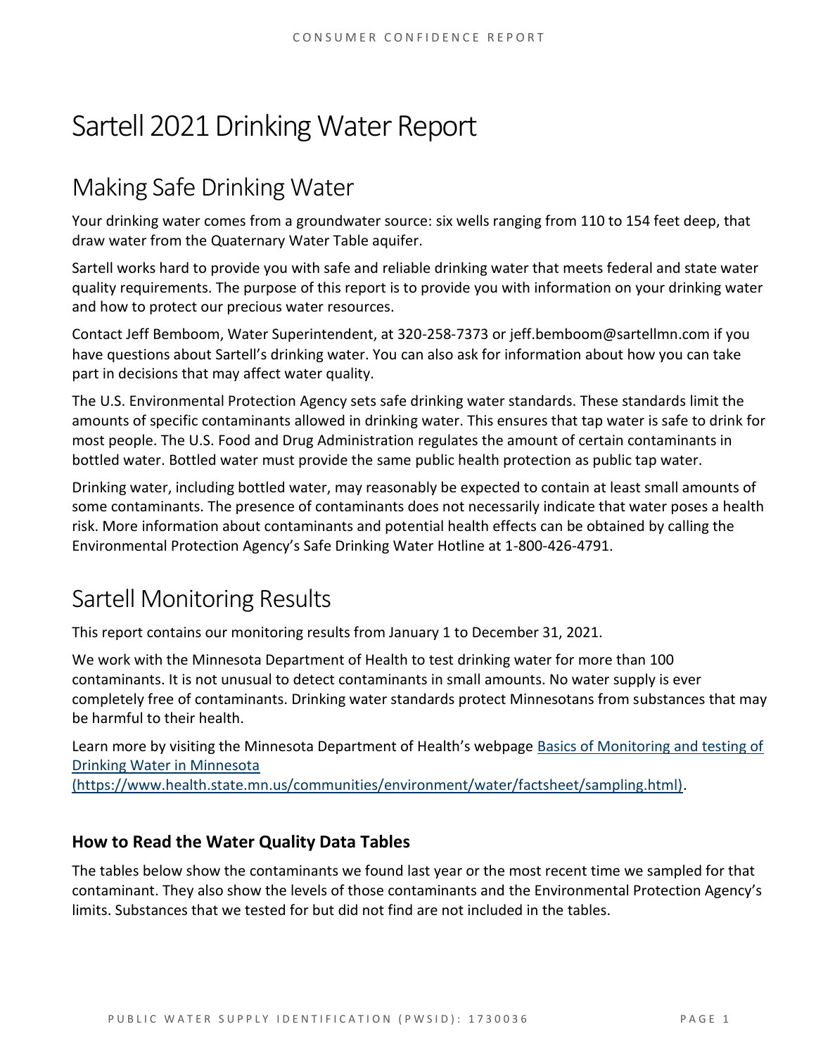# Sartell 2021 Drinking Water Report

## Making Safe Drinking Water

Your drinking water comes from a groundwater source: six wells ranging from 110 to 154 feet deep, that draw water from the Quaternary Water Table aquifer.

Sartell works hard to provide you with safe and reliable drinking water that meets federal and state water quality requirements. The purpose of this report is to provide you with information on your drinking water and how to protect our precious water resources.

Contact Jeff Bemboom, Water Superintendent, at 320-258-7373 or jeff.bemboom@sartellmn.com if you have questions about Sartell's drinking water. You can also ask for information about how you can take part in decisions that may affect water quality.

The U.S. Environmental Protection Agency sets safe drinking water standards. These standards limit the amounts of specific contaminants allowed in drinking water. This ensures that tap water is safe to drink for most people. The U.S. Food and Drug Administration regulates the amount of certain contaminants in bottled water. Bottled water must provide the same public health protection as public tap water.

Drinking water, including bottled water, may reasonably be expected to contain at least small amounts of some contaminants. The presence of contaminants does not necessarily indicate that water poses a health risk. More information about contaminants and potential health effects can be obtained by calling the Environmental Protection Agency's Safe Drinking Water Hotline at 1-800-426-4791.

## Sartell Monitoring Results

This report contains our monitoring results from January 1 to December 31, 2021.

We work with the Minnesota Department of Health to test drinking water for more than 100 contaminants. It is not unusual to detect contaminants in small amounts. No water supply is ever completely free of contaminants. Drinking water standards protect Minnesotans from substances that may be harmful to their health.

Learn more by visiting the Minnesota Department of Health's webpage [Basics of Monitoring and testing of Drinking Water in Minnesota (https://www.health.state.mn.us/communities/environment/water/factsheet/sampling.html)](https://www.health.state.mn.us/communities/environment/water/factsheet/sampling.html).

### How to Read the Water Quality Data Tables

The tables below show the contaminants we found last year or the most recent time we sampled for that contaminant. They also show the levels of those contaminants and the Environmental Protection Agency's limits. Substances that we tested for but did not find are not included in the tables.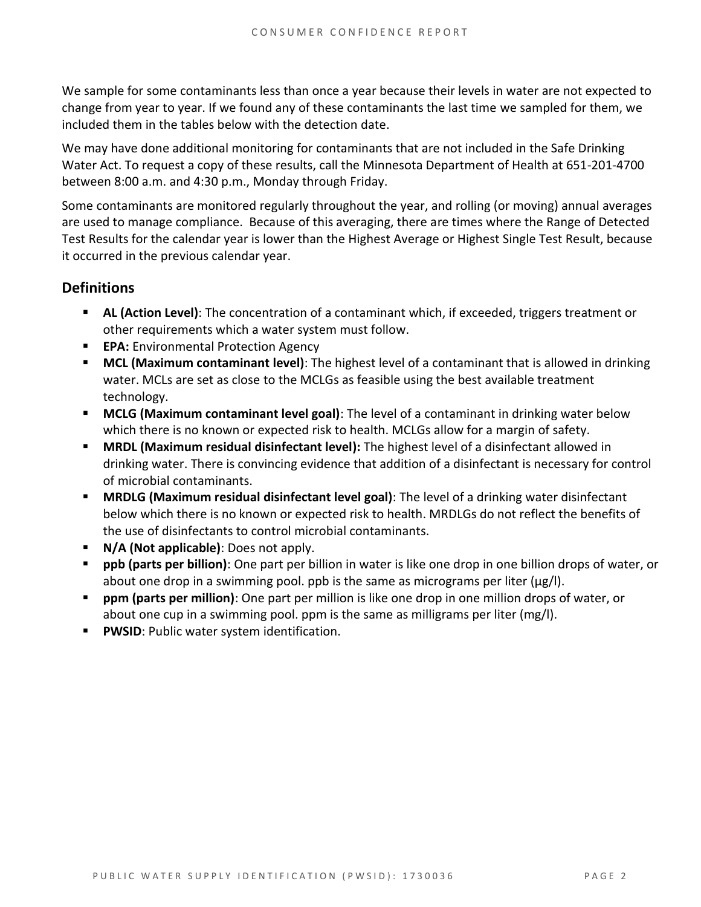We sample for some contaminants less than once a year because their levels in water are not expected to change from year to year. If we found any of these contaminants the last time we sampled for them, we included them in the tables below with the detection date.

We may have done additional monitoring for contaminants that are not included in the Safe Drinking Water Act. To request a copy of these results, call the Minnesota Department of Health at 651-201-4700 between 8:00 a.m. and 4:30 p.m., Monday through Friday.

Some contaminants are monitored regularly throughout the year, and rolling (or moving) annual averages are used to manage compliance. Because of this averaging, there are times where the Range of Detected Test Results for the calendar year is lower than the Highest Average or Highest Single Test Result, because it occurred in the previous calendar year.

## Definitions

- **AL (Action Level)**: The concentration of a contaminant which, if exceeded, triggers treatment or other requirements which a water system must follow.
- **EPA:** Environmental Protection Agency
- **MCL (Maximum contaminant level)**: The highest level of a contaminant that is allowed in drinking water. MCLs are set as close to the MCLGs as feasible using the best available treatment technology.
- **MCLG (Maximum contaminant level goal)**: The level of a contaminant in drinking water below which there is no known or expected risk to health. MCLGs allow for a margin of safety.
- **MRDL (Maximum residual disinfectant level):** The highest level of a disinfectant allowed in drinking water. There is convincing evidence that addition of a disinfectant is necessary for control of microbial contaminants.
- **MRDLG (Maximum residual disinfectant level goal)**: The level of a drinking water disinfectant below which there is no known or expected risk to health. MRDLGs do not reflect the benefits of the use of disinfectants to control microbial contaminants.
- **N/A (Not applicable)**: Does not apply.
- **ppb (parts per billion)**: One part per billion in water is like one drop in one billion drops of water, or about one drop in a swimming pool. ppb is the same as micrograms per liter (μg/l).
- **ppm (parts per million)**: One part per million is like one drop in one million drops of water, or about one cup in a swimming pool. ppm is the same as milligrams per liter (mg/l).
- **PWSID**: Public water system identification.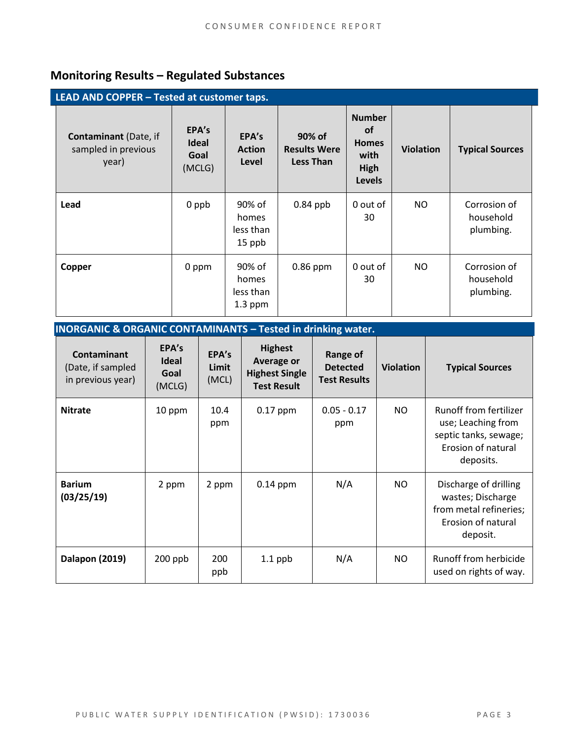## Monitoring Results – Regulated Substances

| LEAD AND COPPER – Tested at customer taps. | | | | | | |
|---|---|---|---|---|---|---|
| **Contaminant** (Date, if sampled in previous year) | **EPA's Ideal Goal** (MCLG) | **EPA's Action Level** | **90% of Results Were Less Than** | **Number of Homes with High Levels** | **Violation** | **Typical Sources** |
| **Lead** | 0 ppb | 90% of homes less than 15 ppb | 0.84 ppb | 0 out of 30 | NO | Corrosion of household plumbing. |
| **Copper** | 0 ppm | 90% of homes less than 1.3 ppm | 0.86 ppm | 0 out of 30 | NO | Corrosion of household plumbing. |

| INORGANIC & ORGANIC CONTAMINANTS – Tested in drinking water. | | | | | | |
|---|---|---|---|---|---|---|
| **Contaminant** (Date, if sampled in previous year) | **EPA's Ideal Goal** (MCLG) | **EPA's Limit** (MCL) | **Highest Average or Highest Single Test Result** | **Range of Detected Test Results** | **Violation** | **Typical Sources** |
| **Nitrate** | 10 ppm | 10.4 ppm | 0.17 ppm | 0.05 - 0.17 ppm | NO | Runoff from fertilizer use; Leaching from septic tanks, sewage; Erosion of natural deposits. |
| **Barium (03/25/19)** | 2 ppm | 2 ppm | 0.14 ppm | N/A | NO | Discharge of drilling wastes; Discharge from metal refineries; Erosion of natural deposit. |
| **Dalapon (2019)** | 200 ppb | 200 ppb | 1.1 ppb | N/A | NO | Runoff from herbicide used on rights of way. |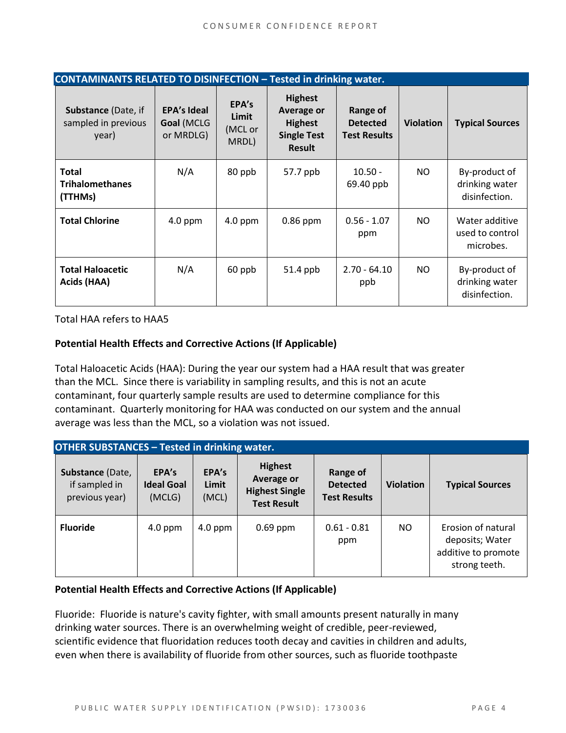| CONTAINANTS RELATED TO DISINFECTION – Tested in drinking water. | | | | | | |
|---|---|---|---|---|---|---|
| **Substance** (Date, if sampled in previous year) | **EPA's Ideal Goal** (MCLG or MRDLG) | **EPA's Limit** (MCL or MRDL) | **Highest Average or Highest Single Test Result** | **Range of Detected Test Results** | **Violation** | **Typical Sources** |
| **Total Trihalomethanes (TTHMs)** | N/A | 80 ppb | 57.7 ppb | 10.50 - 69.40 ppb | NO | By-product of drinking water disinfection. |
| **Total Chlorine** | 4.0 ppm | 4.0 ppm | 0.86 ppm | 0.56 - 1.07 ppm | NO | Water additive used to control microbes. |
| **Total Haloacetic Acids (HAA)** | N/A | 60 ppb | 51.4 ppb | 2.70 - 64.10 ppb | NO | By-product of drinking water disinfection. |

Total HAA refers to HAA5

**Potential Health Effects and Corrective Actions (If Applicable)**

Total Haloacetic Acids (HAA): During the year our system had a HAA result that was greater than the MCL. Since there is variability in sampling results, and this is not an acute contaminant, four quarterly sample results are used to determine compliance for this contaminant. Quarterly monitoring for HAA was conducted on our system and the annual average was less than the MCL, so a violation was not issued.

| OTHER SUBSTANCES – Tested in drinking water. | | | | | | |
|---|---|---|---|---|---|---|
| **Substance** (Date, if sampled in previous year) | **EPA's Ideal Goal** (MCLG) | **EPA's Limit** (MCL) | **Highest Average or Highest Single Test Result** | **Range of Detected Test Results** | **Violation** | **Typical Sources** |
| **Fluoride** | 4.0 ppm | 4.0 ppm | 0.69 ppm | 0.61 - 0.81 ppm | NO | Erosion of natural deposits; Water additive to promote strong teeth. |

**Potential Health Effects and Corrective Actions (If Applicable)**

Fluoride: Fluoride is nature's cavity fighter, with small amounts present naturally in many drinking water sources. There is an overwhelming weight of credible, peer-reviewed, scientific evidence that fluoridation reduces tooth decay and cavities in children and adults, even when there is availability of fluoride from other sources, such as fluoride toothpaste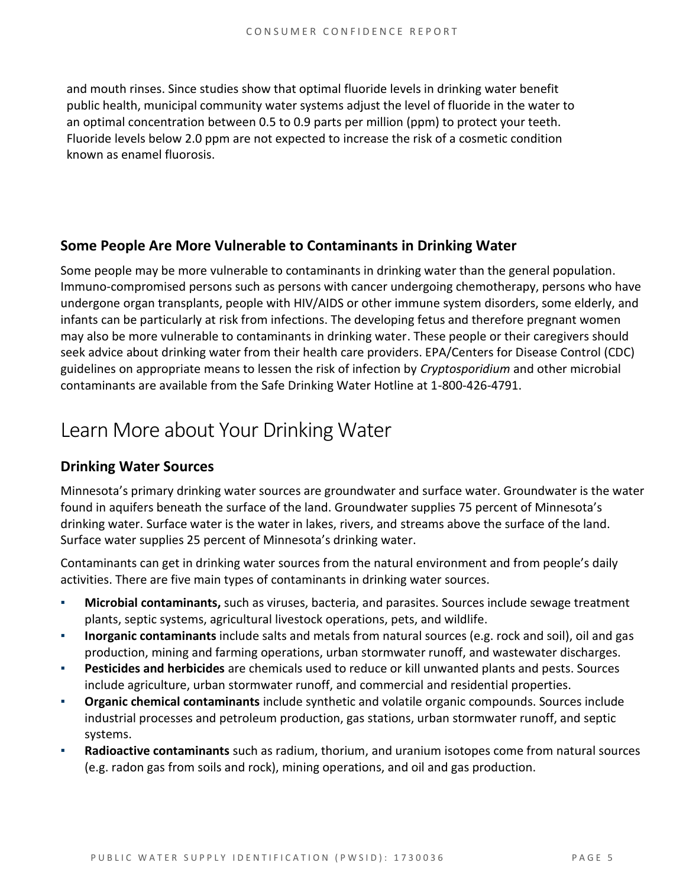and mouth rinses. Since studies show that optimal fluoride levels in drinking water benefit public health, municipal community water systems adjust the level of fluoride in the water to an optimal concentration between 0.5 to 0.9 parts per million (ppm) to protect your teeth. Fluoride levels below 2.0 ppm are not expected to increase the risk of a cosmetic condition known as enamel fluorosis.

### Some People Are More Vulnerable to Contaminants in Drinking Water

Some people may be more vulnerable to contaminants in drinking water than the general population. Immuno-compromised persons such as persons with cancer undergoing chemotherapy, persons who have undergone organ transplants, people with HIV/AIDS or other immune system disorders, some elderly, and infants can be particularly at risk from infections. The developing fetus and therefore pregnant women may also be more vulnerable to contaminants in drinking water. These people or their caregivers should seek advice about drinking water from their health care providers. EPA/Centers for Disease Control (CDC) guidelines on appropriate means to lessen the risk of infection by *Cryptosporidium* and other microbial contaminants are available from the Safe Drinking Water Hotline at 1-800-426-4791.

## Learn More about Your Drinking Water

### Drinking Water Sources

Minnesota's primary drinking water sources are groundwater and surface water. Groundwater is the water found in aquifers beneath the surface of the land. Groundwater supplies 75 percent of Minnesota's drinking water. Surface water is the water in lakes, rivers, and streams above the surface of the land. Surface water supplies 25 percent of Minnesota's drinking water.

Contaminants can get in drinking water sources from the natural environment and from people's daily activities. There are five main types of contaminants in drinking water sources.

- **Microbial contaminants,** such as viruses, bacteria, and parasites. Sources include sewage treatment plants, septic systems, agricultural livestock operations, pets, and wildlife.
- **Inorganic contaminants** include salts and metals from natural sources (e.g. rock and soil), oil and gas production, mining and farming operations, urban stormwater runoff, and wastewater discharges.
- **Pesticides and herbicides** are chemicals used to reduce or kill unwanted plants and pests. Sources include agriculture, urban stormwater runoff, and commercial and residential properties.
- **Organic chemical contaminants** include synthetic and volatile organic compounds. Sources include industrial processes and petroleum production, gas stations, urban stormwater runoff, and septic systems.
- **Radioactive contaminants** such as radium, thorium, and uranium isotopes come from natural sources (e.g. radon gas from soils and rock), mining operations, and oil and gas production.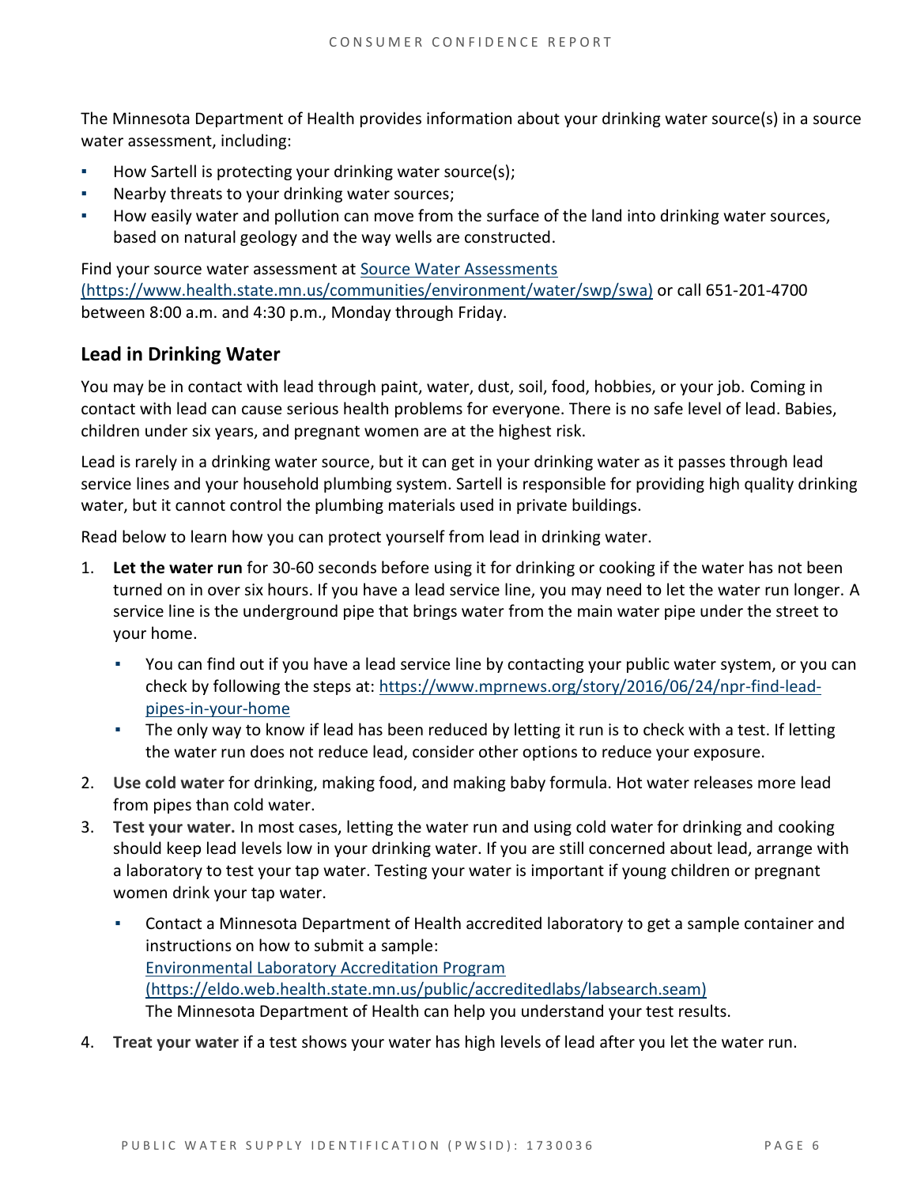The Minnesota Department of Health provides information about your drinking water source(s) in a source water assessment, including:

- How Sartell is protecting your drinking water source(s);
- Nearby threats to your drinking water sources;
- How easily water and pollution can move from the surface of the land into drinking water sources, based on natural geology and the way wells are constructed.

Find your source water assessment at [Source Water Assessments (https://www.health.state.mn.us/communities/environment/water/swp/swa)](https://www.health.state.mn.us/communities/environment/water/swp/swa) or call 651-201-4700 between 8:00 a.m. and 4:30 p.m., Monday through Friday.

## Lead in Drinking Water

You may be in contact with lead through paint, water, dust, soil, food, hobbies, or your job. Coming in contact with lead can cause serious health problems for everyone. There is no safe level of lead. Babies, children under six years, and pregnant women are at the highest risk.

Lead is rarely in a drinking water source, but it can get in your drinking water as it passes through lead service lines and your household plumbing system. Sartell is responsible for providing high quality drinking water, but it cannot control the plumbing materials used in private buildings.

Read below to learn how you can protect yourself from lead in drinking water.

1. **Let the water run** for 30-60 seconds before using it for drinking or cooking if the water has not been turned on in over six hours. If you have a lead service line, you may need to let the water run longer. A service line is the underground pipe that brings water from the main water pipe under the street to your home.
   - You can find out if you have a lead service line by contacting your public water system, or you can check by following the steps at: [https://www.mprnews.org/story/2016/06/24/npr-find-lead-pipes-in-your-home](https://www.mprnews.org/story/2016/06/24/npr-find-lead-pipes-in-your-home)
   - The only way to know if lead has been reduced by letting it run is to check with a test. If letting the water run does not reduce lead, consider other options to reduce your exposure.
2. **Use cold water** for drinking, making food, and making baby formula. Hot water releases more lead from pipes than cold water.
3. **Test your water.** In most cases, letting the water run and using cold water for drinking and cooking should keep lead levels low in your drinking water. If you are still concerned about lead, arrange with a laboratory to test your tap water. Testing your water is important if young children or pregnant women drink your tap water.
   - Contact a Minnesota Department of Health accredited laboratory to get a sample container and instructions on how to submit a sample:
     [Environmental Laboratory Accreditation Program (https://eldo.web.health.state.mn.us/public/accreditedlabs/labsearch.seam)](https://eldo.web.health.state.mn.us/public/accreditedlabs/labsearch.seam)
     The Minnesota Department of Health can help you understand your test results.
4. **Treat your water** if a test shows your water has high levels of lead after you let the water run.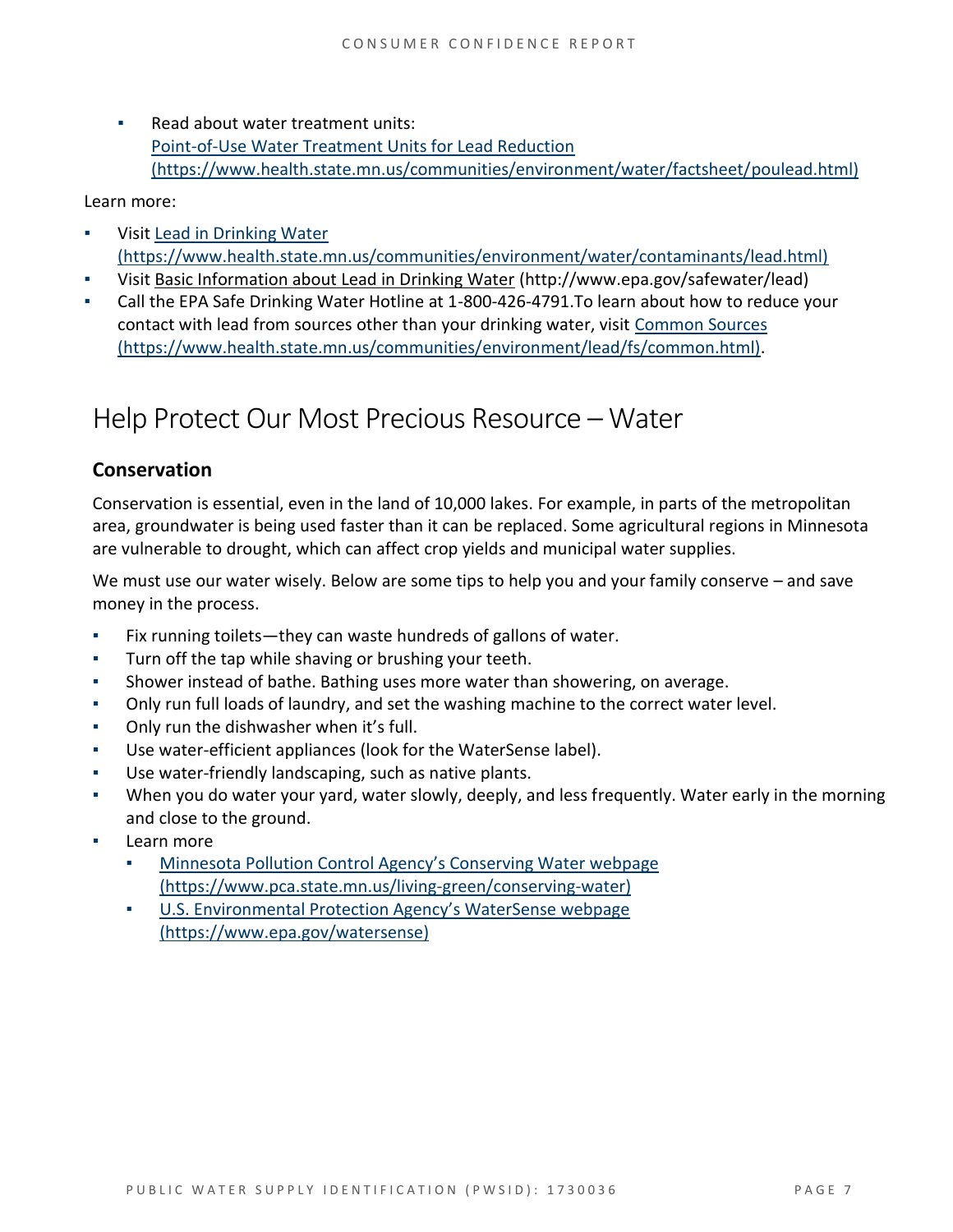- Read about water treatment units: [Point-of-Use Water Treatment Units for Lead Reduction (https://www.health.state.mn.us/communities/environment/water/factsheet/poulead.html)](https://www.health.state.mn.us/communities/environment/water/factsheet/poulead.html)

Learn more:

- Visit [Lead in Drinking Water (https://www.health.state.mn.us/communities/environment/water/contaminants/lead.html)](https://www.health.state.mn.us/communities/environment/water/contaminants/lead.html)
- Visit Basic Information about Lead in Drinking Water (http://www.epa.gov/safewater/lead)
- Call the EPA Safe Drinking Water Hotline at 1-800-426-4791.To learn about how to reduce your contact with lead from sources other than your drinking water, visit [Common Sources (https://www.health.state.mn.us/communities/environment/lead/fs/common.html)](https://www.health.state.mn.us/communities/environment/lead/fs/common.html).

# Help Protect Our Most Precious Resource – Water

## Conservation

Conservation is essential, even in the land of 10,000 lakes. For example, in parts of the metropolitan area, groundwater is being used faster than it can be replaced. Some agricultural regions in Minnesota are vulnerable to drought, which can affect crop yields and municipal water supplies.

We must use our water wisely. Below are some tips to help you and your family conserve – and save money in the process.

- Fix running toilets—they can waste hundreds of gallons of water.
- Turn off the tap while shaving or brushing your teeth.
- Shower instead of bathe. Bathing uses more water than showering, on average.
- Only run full loads of laundry, and set the washing machine to the correct water level.
- Only run the dishwasher when it's full.
- Use water-efficient appliances (look for the WaterSense label).
- Use water-friendly landscaping, such as native plants.
- When you do water your yard, water slowly, deeply, and less frequently. Water early in the morning and close to the ground.
- Learn more
  - [Minnesota Pollution Control Agency's Conserving Water webpage (https://www.pca.state.mn.us/living-green/conserving-water)](https://www.pca.state.mn.us/living-green/conserving-water)
  - [U.S. Environmental Protection Agency's WaterSense webpage (https://www.epa.gov/watersense)](https://www.epa.gov/watersense)